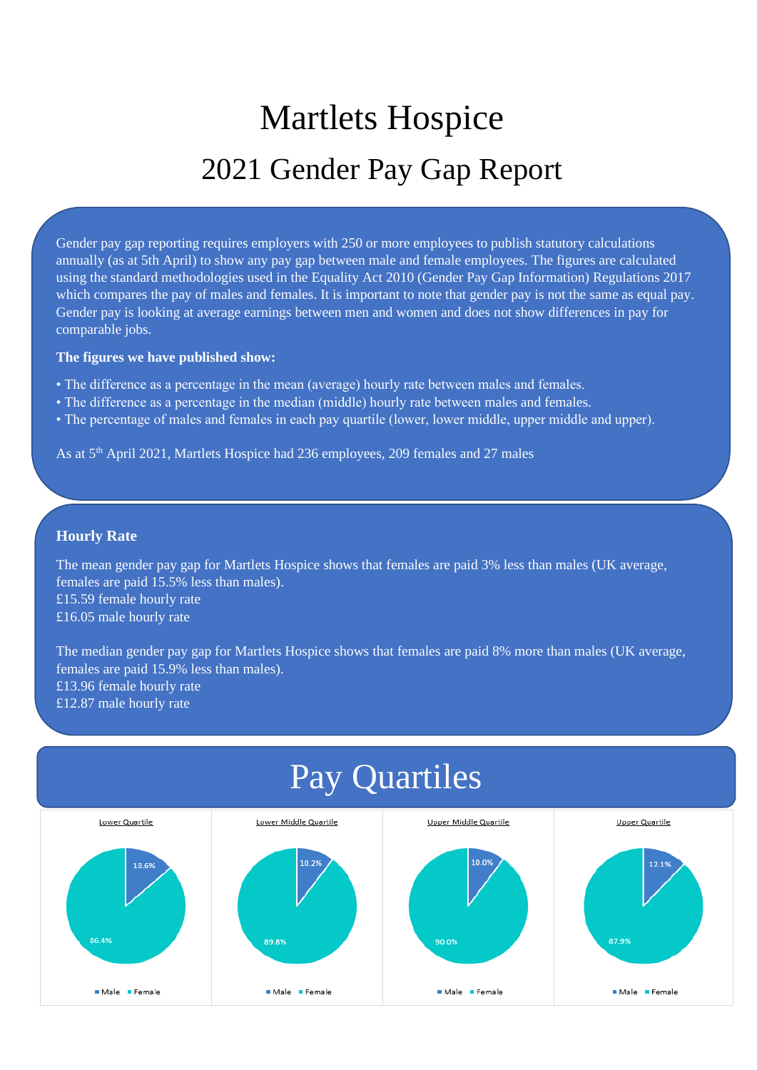# Martlets Hospice

## 2021 Gender Pay Gap Report

Gender pay gap reporting requires employers with 250 or more employees to publish statutory calculations annually (as at 5th April) to show any pay gap between male and female employees. The figures are calculated using the standard methodologies used in the Equality Act 2010 (Gender Pay Gap Information) Regulations 2017 which compares the pay of males and females. It is important to note that gender pay is not the same as equal pay. Gender pay is looking at average earnings between men and women and does not show differences in pay for comparable jobs.

**The figures we have published show:**

- The difference as a percentage in the mean (average) hourly rate between males and females.
- The difference as a percentage in the median (middle) hourly rate between males and females.
- The percentage of males and females in each pay quartile (lower, lower middle, upper middle and upper).

As at 5th April 2021, Martlets Hospice had 236 employees, 209 females and 27 males

### Hourly Rate

The mean gender pay gap for Martlets Hospice shows that females are paid 3% less than males (UK average, females are paid 15.5% less than males).
£15.59 female hourly rate
£16.05 male hourly rate

The median gender pay gap for Martlets Hospice shows that females are paid 8% more than males (UK average, females are paid 15.9% less than males).
£13.96 female hourly rate
£12.87 male hourly rate

## Pay Quartiles

| Quartile | Male | Female |
|---|---|---|
| Lower Quartile | 13.6% | 86.4% |
| Lower Middle Quartile | 10.2% | 89.8% |
| Upper Middle Quartile | 10.0% | 90.0% |
| Upper Quartile | 12.1% | 87.9% |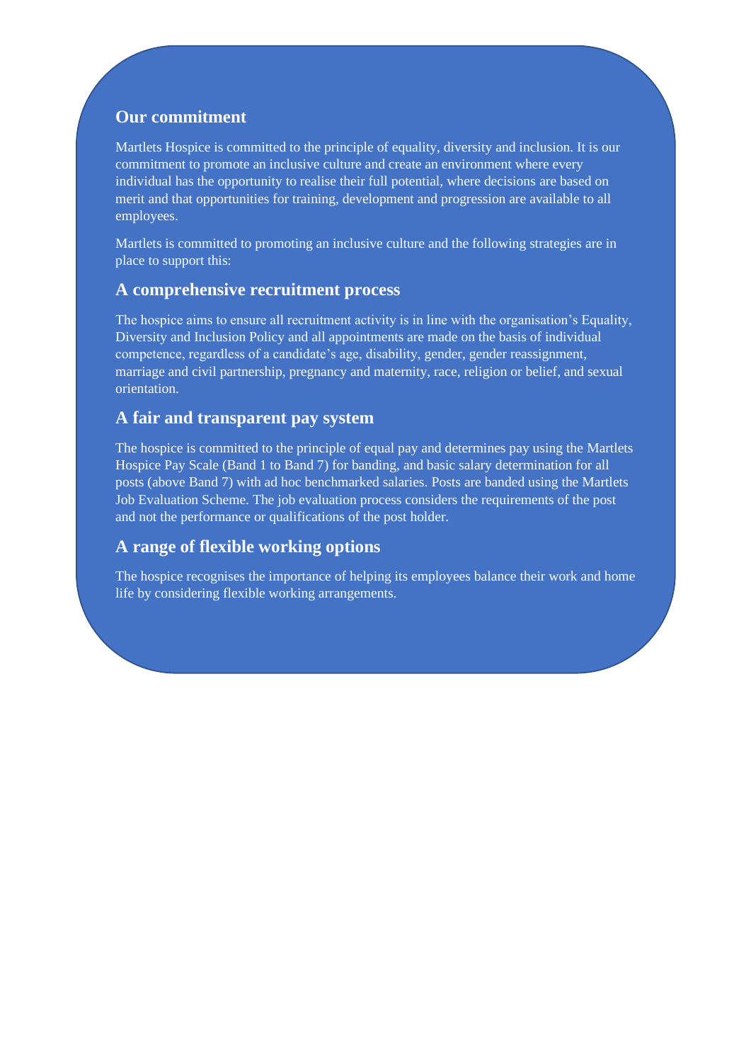## Our commitment

Martlets Hospice is committed to the principle of equality, diversity and inclusion. It is our commitment to promote an inclusive culture and create an environment where every individual has the opportunity to realise their full potential, where decisions are based on merit and that opportunities for training, development and progression are available to all employees.

Martlets is committed to promoting an inclusive culture and the following strategies are in place to support this:

## A comprehensive recruitment process

The hospice aims to ensure all recruitment activity is in line with the organisation's Equality, Diversity and Inclusion Policy and all appointments are made on the basis of individual competence, regardless of a candidate's age, disability, gender, gender reassignment, marriage and civil partnership, pregnancy and maternity, race, religion or belief, and sexual orientation.

## A fair and transparent pay system

The hospice is committed to the principle of equal pay and determines pay using the Martlets Hospice Pay Scale (Band 1 to Band 7) for banding, and basic salary determination for all posts (above Band 7) with ad hoc benchmarked salaries. Posts are banded using the Martlets Job Evaluation Scheme. The job evaluation process considers the requirements of the post and not the performance or qualifications of the post holder.

## A range of flexible working options

The hospice recognises the importance of helping its employees balance their work and home life by considering flexible working arrangements.